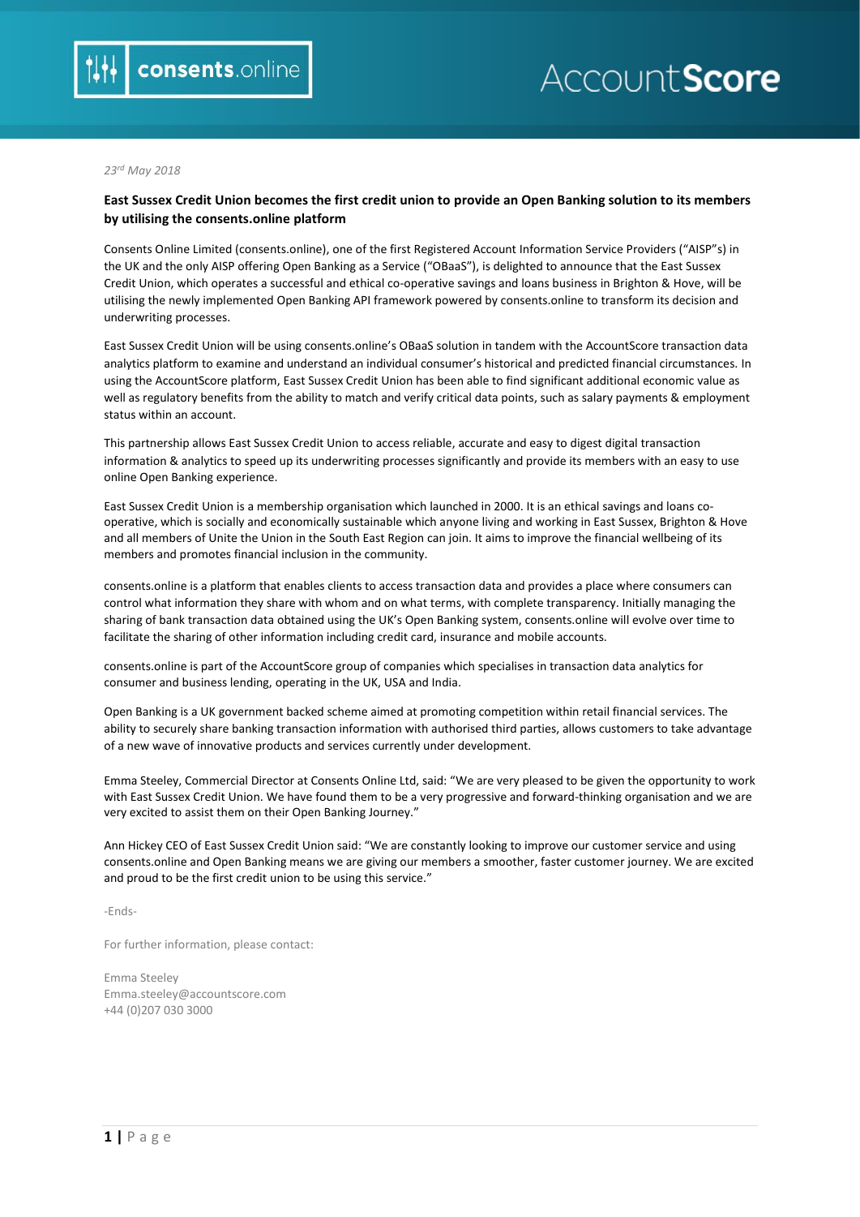*23rd May 2018*

**East Sussex Credit Union becomes the first credit union to provide an Open Banking solution to its members by utilising the consents.online platform**

Consents Online Limited (consents.online), one of the first Registered Account Information Service Providers ("AISP"s) in the UK and the only AISP offering Open Banking as a Service ("OBaaS"), is delighted to announce that the East Sussex Credit Union, which operates a successful and ethical co-operative savings and loans business in Brighton & Hove, will be utilising the newly implemented Open Banking API framework powered by consents.online to transform its decision and underwriting processes.

East Sussex Credit Union will be using consents.online's OBaaS solution in tandem with the AccountScore transaction data analytics platform to examine and understand an individual consumer's historical and predicted financial circumstances. In using the AccountScore platform, East Sussex Credit Union has been able to find significant additional economic value as well as regulatory benefits from the ability to match and verify critical data points, such as salary payments & employment status within an account.

This partnership allows East Sussex Credit Union to access reliable, accurate and easy to digest digital transaction information & analytics to speed up its underwriting processes significantly and provide its members with an easy to use online Open Banking experience.

East Sussex Credit Union is a membership organisation which launched in 2000. It is an ethical savings and loans co-operative, which is socially and economically sustainable which anyone living and working in East Sussex, Brighton & Hove and all members of Unite the Union in the South East Region can join. It aims to improve the financial wellbeing of its members and promotes financial inclusion in the community.

consents.online is a platform that enables clients to access transaction data and provides a place where consumers can control what information they share with whom and on what terms, with complete transparency. Initially managing the sharing of bank transaction data obtained using the UK's Open Banking system, consents.online will evolve over time to facilitate the sharing of other information including credit card, insurance and mobile accounts.

consents.online is part of the AccountScore group of companies which specialises in transaction data analytics for consumer and business lending, operating in the UK, USA and India.

Open Banking is a UK government backed scheme aimed at promoting competition within retail financial services. The ability to securely share banking transaction information with authorised third parties, allows customers to take advantage of a new wave of innovative products and services currently under development.

Emma Steeley, Commercial Director at Consents Online Ltd, said: "We are very pleased to be given the opportunity to work with East Sussex Credit Union. We have found them to be a very progressive and forward-thinking organisation and we are very excited to assist them on their Open Banking Journey."

Ann Hickey CEO of East Sussex Credit Union said: "We are constantly looking to improve our customer service and using consents.online and Open Banking means we are giving our members a smoother, faster customer journey. We are excited and proud to be the first credit union to be using this service."

-Ends-

For further information, please contact:

Emma Steeley
Emma.steeley@accountscore.com
+44 (0)207 030 3000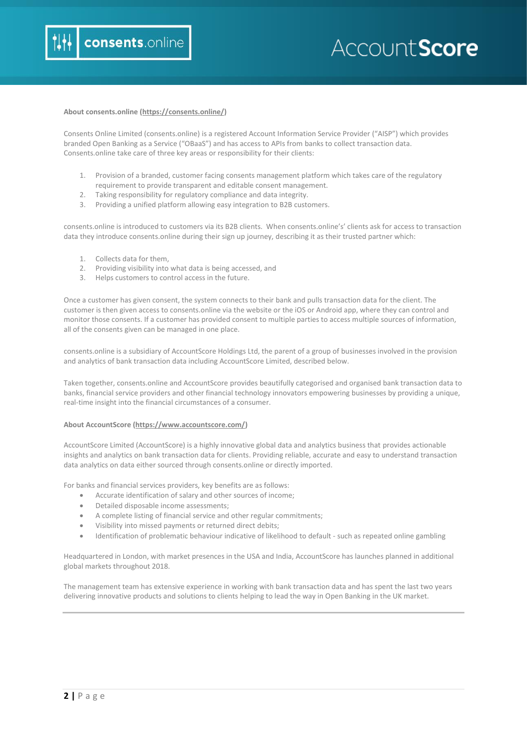**About consents.online (https://consents.online/)**

Consents Online Limited (consents.online) is a registered Account Information Service Provider ("AISP") which provides branded Open Banking as a Service ("OBaaS") and has access to APIs from banks to collect transaction data. Consents.online take care of three key areas or responsibility for their clients:

1. Provision of a branded, customer facing consents management platform which takes care of the regulatory requirement to provide transparent and editable consent management.
2. Taking responsibility for regulatory compliance and data integrity.
3. Providing a unified platform allowing easy integration to B2B customers.

consents.online is introduced to customers via its B2B clients. When consents.online's' clients ask for access to transaction data they introduce consents.online during their sign up journey, describing it as their trusted partner which:

1. Collects data for them,
2. Providing visibility into what data is being accessed, and
3. Helps customers to control access in the future.

Once a customer has given consent, the system connects to their bank and pulls transaction data for the client. The customer is then given access to consents.online via the website or the iOS or Android app, where they can control and monitor those consents. If a customer has provided consent to multiple parties to access multiple sources of information, all of the consents given can be managed in one place.

consents.online is a subsidiary of AccountScore Holdings Ltd, the parent of a group of businesses involved in the provision and analytics of bank transaction data including AccountScore Limited, described below.

Taken together, consents.online and AccountScore provides beautifully categorised and organised bank transaction data to banks, financial service providers and other financial technology innovators empowering businesses by providing a unique, real-time insight into the financial circumstances of a consumer.

**About AccountScore (https://www.accountscore.com/)**

AccountScore Limited (AccountScore) is a highly innovative global data and analytics business that provides actionable insights and analytics on bank transaction data for clients. Providing reliable, accurate and easy to understand transaction data analytics on data either sourced through consents.online or directly imported.

For banks and financial services providers, key benefits are as follows:

- Accurate identification of salary and other sources of income;
- Detailed disposable income assessments;
- A complete listing of financial service and other regular commitments;
- Visibility into missed payments or returned direct debits;
- Identification of problematic behaviour indicative of likelihood to default - such as repeated online gambling

Headquartered in London, with market presences in the USA and India, AccountScore has launches planned in additional global markets throughout 2018.

The management team has extensive experience in working with bank transaction data and has spent the last two years delivering innovative products and solutions to clients helping to lead the way in Open Banking in the UK market.